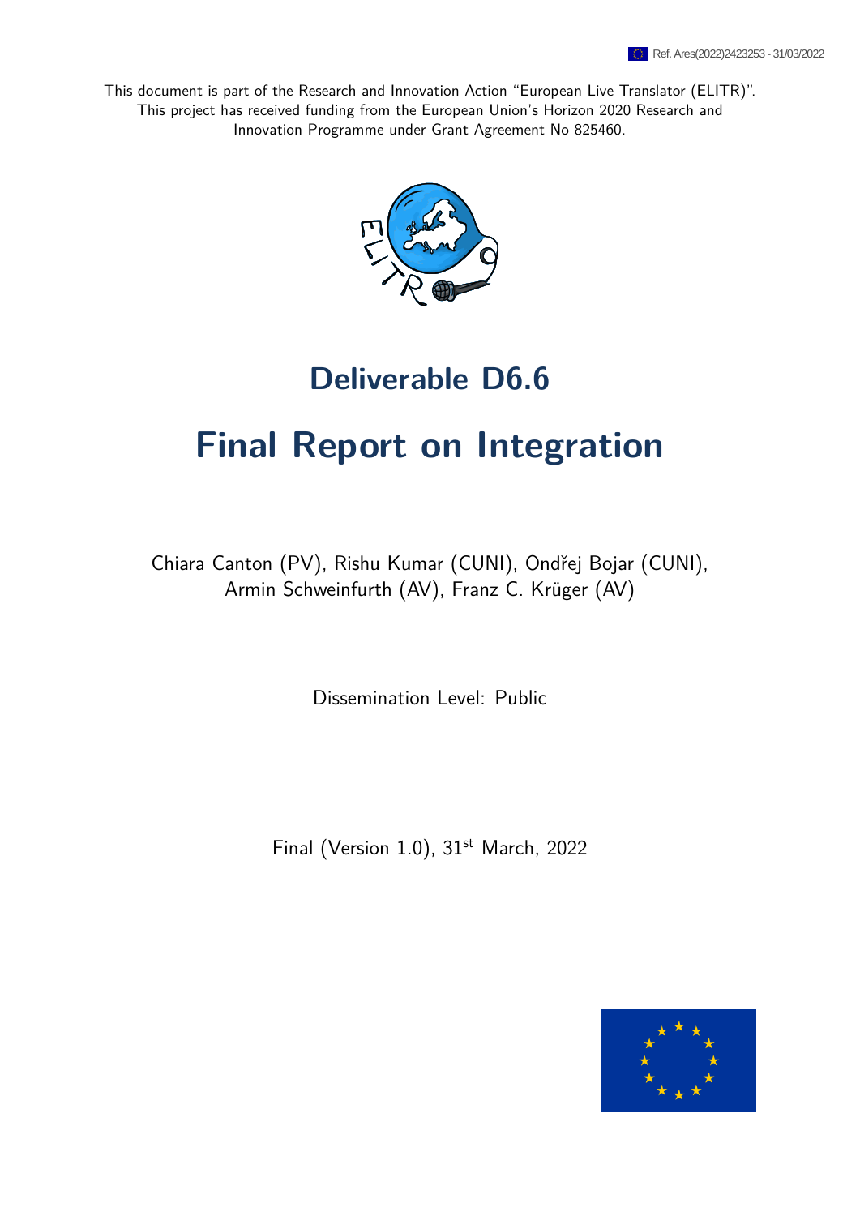Ref. Ares(2022)2423253 - 31/03/2022

This document is part of the Research and Innovation Action "European Live Translator (ELITR)". This project has received funding from the European Union's Horizon 2020 Research and Innovation Programme under Grant Agreement No 825460.

# Deliverable D6.6

# Final Report on Integration

Chiara Canton (PV), Rishu Kumar (CUNI), Ondřej Bojar (CUNI), Armin Schweinfurth (AV), Franz C. Krüger (AV)

Dissemination Level: Public

Final (Version 1.0), 31st March, 2022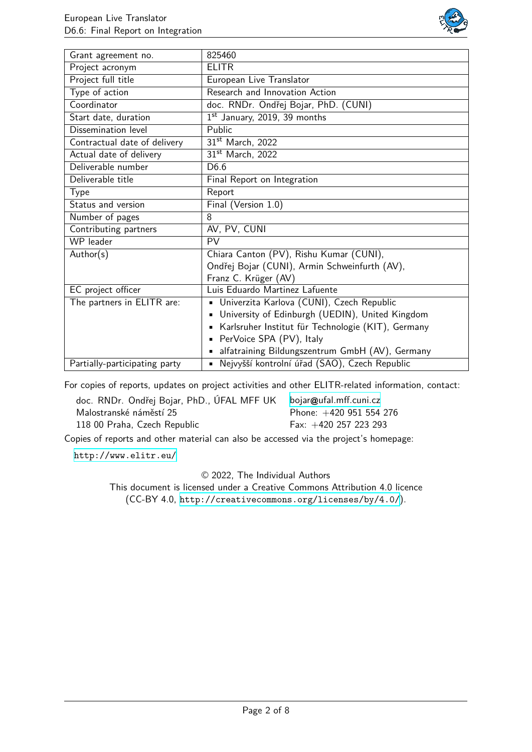| Grant agreement no. | 825460 |
|---|---|
| Project acronym | ELITR |
| Project full title | European Live Translator |
| Type of action | Research and Innovation Action |
| Coordinator | doc. RNDr. Ondřej Bojar, PhD. (CUNI) |
| Start date, duration | 1st January, 2019, 39 months |
| Dissemination level | Public |
| Contractual date of delivery | 31st March, 2022 |
| Actual date of delivery | 31st March, 2022 |
| Deliverable number | D6.6 |
| Deliverable title | Final Report on Integration |
| Type | Report |
| Status and version | Final (Version 1.0) |
| Number of pages | 8 |
| Contributing partners | AV, PV, CUNI |
| WP leader | PV |
| Author(s) | Chiara Canton (PV), Rishu Kumar (CUNI), Ondřej Bojar (CUNI), Armin Schweinfurth (AV), Franz C. Krüger (AV) |
| EC project officer | Luis Eduardo Martinez Lafuente |
| The partners in ELITR are: | • Univerzita Karlova (CUNI), Czech Republic<br>• University of Edinburgh (UEDIN), United Kingdom<br>• Karlsruher Institut für Technologie (KIT), Germany<br>• PerVoice SPA (PV), Italy<br>• alfatraining Bildungszentrum GmbH (AV), Germany |
| Partially-participating party | • Nejvyšší kontrolní úřad (SAO), Czech Republic |

For copies of reports, updates on project activities and other ELITR-related information, contact:

doc. RNDr. Ondřej Bojar, PhD., ÚFAL MFF UK — bojar@ufal.mff.cuni.cz
Malostranské náměstí 25 — Phone: +420 951 554 276
118 00 Praha, Czech Republic — Fax: +420 257 223 293

Copies of reports and other material can also be accessed via the project's homepage:

http://www.elitr.eu/

© 2022, The Individual Authors
This document is licensed under a Creative Commons Attribution 4.0 licence
(CC-BY 4.0, http://creativecommons.org/licenses/by/4.0/).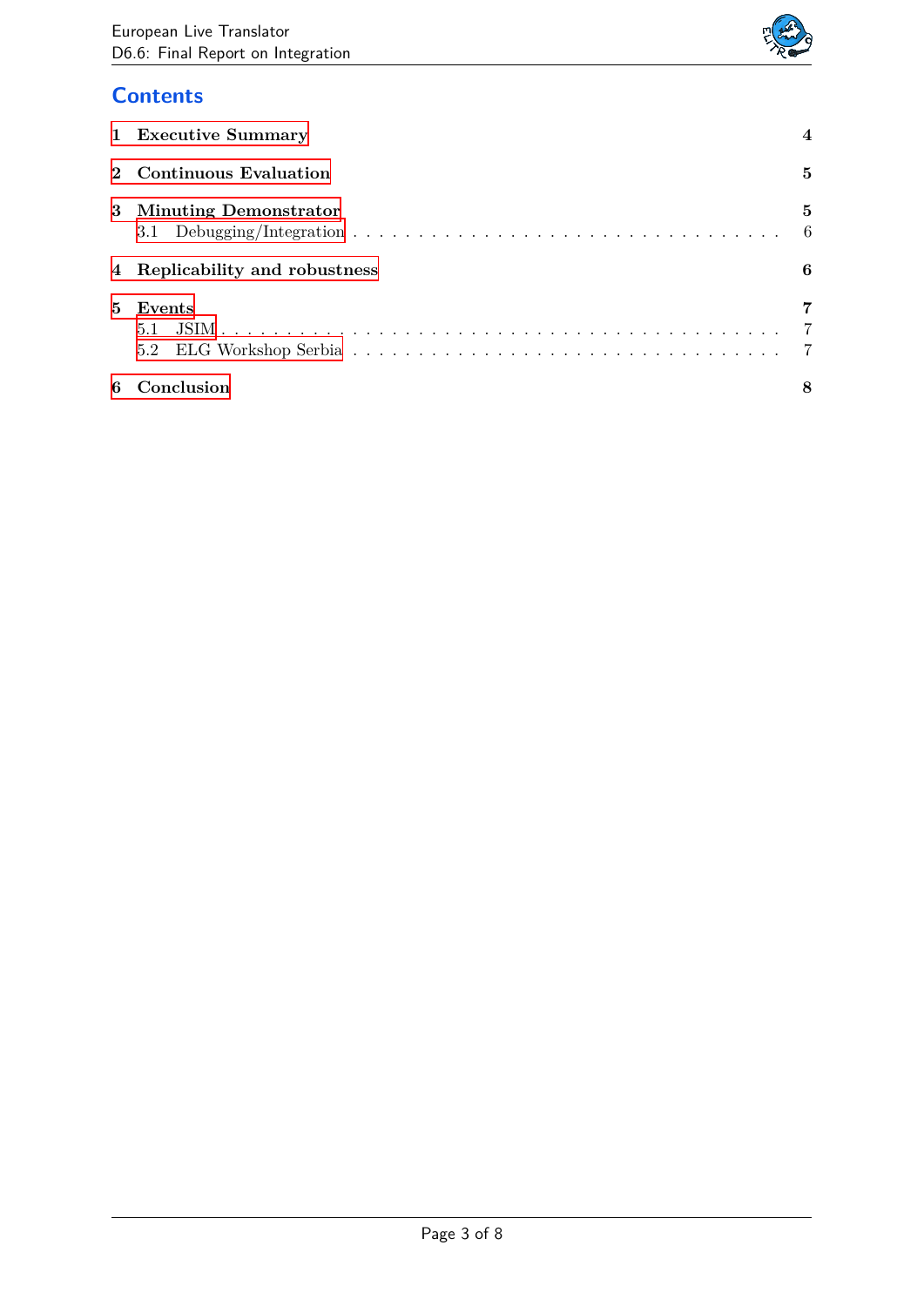# Contents

1 Executive Summary ..... 4

2 Continuous Evaluation ..... 5

3 Minuting Demonstrator ..... 5
   3.1 Debugging/Integration ..... 6

4 Replicability and robustness ..... 6

5 Events ..... 7
   5.1 JSIM ..... 7
   5.2 ELG Workshop Serbia ..... 7

6 Conclusion ..... 8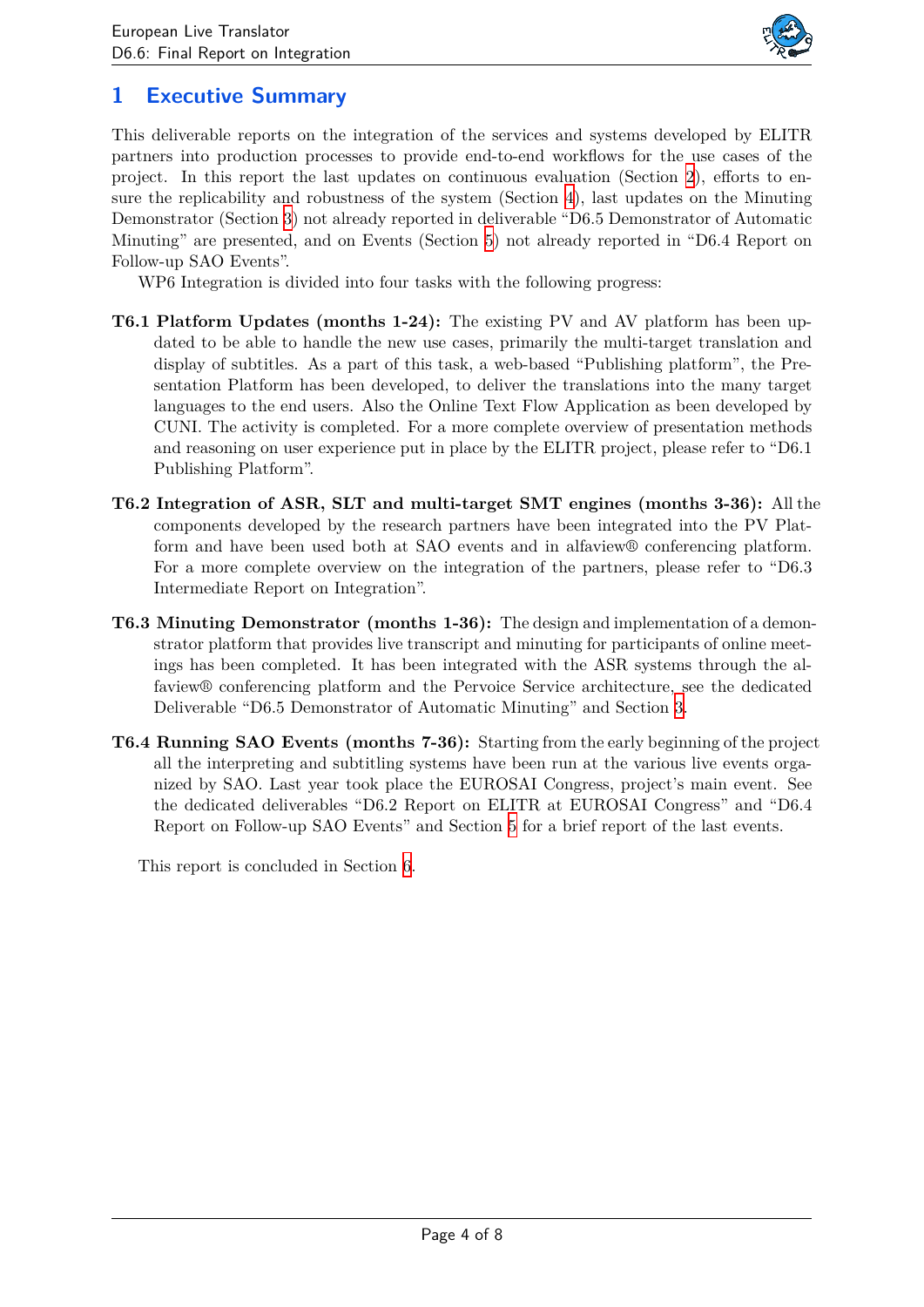# 1 Executive Summary

This deliverable reports on the integration of the services and systems developed by ELITR partners into production processes to provide end-to-end workflows for the use cases of the project. In this report the last updates on continuous evaluation (Section 2), efforts to ensure the replicability and robustness of the system (Section 4), last updates on the Minuting Demonstrator (Section 3) not already reported in deliverable "D6.5 Demonstrator of Automatic Minuting" are presented, and on Events (Section 5) not already reported in "D6.4 Report on Follow-up SAO Events".

WP6 Integration is divided into four tasks with the following progress:

**T6.1 Platform Updates (months 1-24):** The existing PV and AV platform has been updated to be able to handle the new use cases, primarly the multi-target translation and display of subtitles. As a part of this task, a web-based "Publishing platform", the Presentation Platform has been developed, to deliver the translations into the many target languages to the end users. Also the Online Text Flow Application as been developed by CUNI. The activity is completed. For a more complete overview of presentation methods and reasoning on user experience put in place by the ELITR project, please refer to "D6.1 Publishing Platform".

**T6.2 Integration of ASR, SLT and multi-target SMT engines (months 3-36):** All the components developed by the research partners have been integrated into the PV Platform and have been used both at SAO events and in alfaview® conferencing platform. For a more complete overview on the integration of the partners, please refer to "D6.3 Intermediate Report on Integration".

**T6.3 Minuting Demonstrator (months 1-36):** The design and implementation of a demonstrator platform that provides live transcript and minuting for participants of online meetings has been completed. It has been integrated with the ASR systems through the alfaview® conferencing platform and the Pervoice Service architecture, see the dedicated Deliverable "D6.5 Demonstrator of Automatic Minuting" and Section 3.

**T6.4 Running SAO Events (months 7-36):** Starting from the early beginning of the project all the interpreting and subtitling systems have been run at the various live events organized by SAO. Last year took place the EUROSAI Congress, project's main event. See the dedicated deliverables "D6.2 Report on ELITR at EUROSAI Congress" and "D6.4 Report on Follow-up SAO Events" and Section 5 for a brief report of the last events.

This report is concluded in Section 6.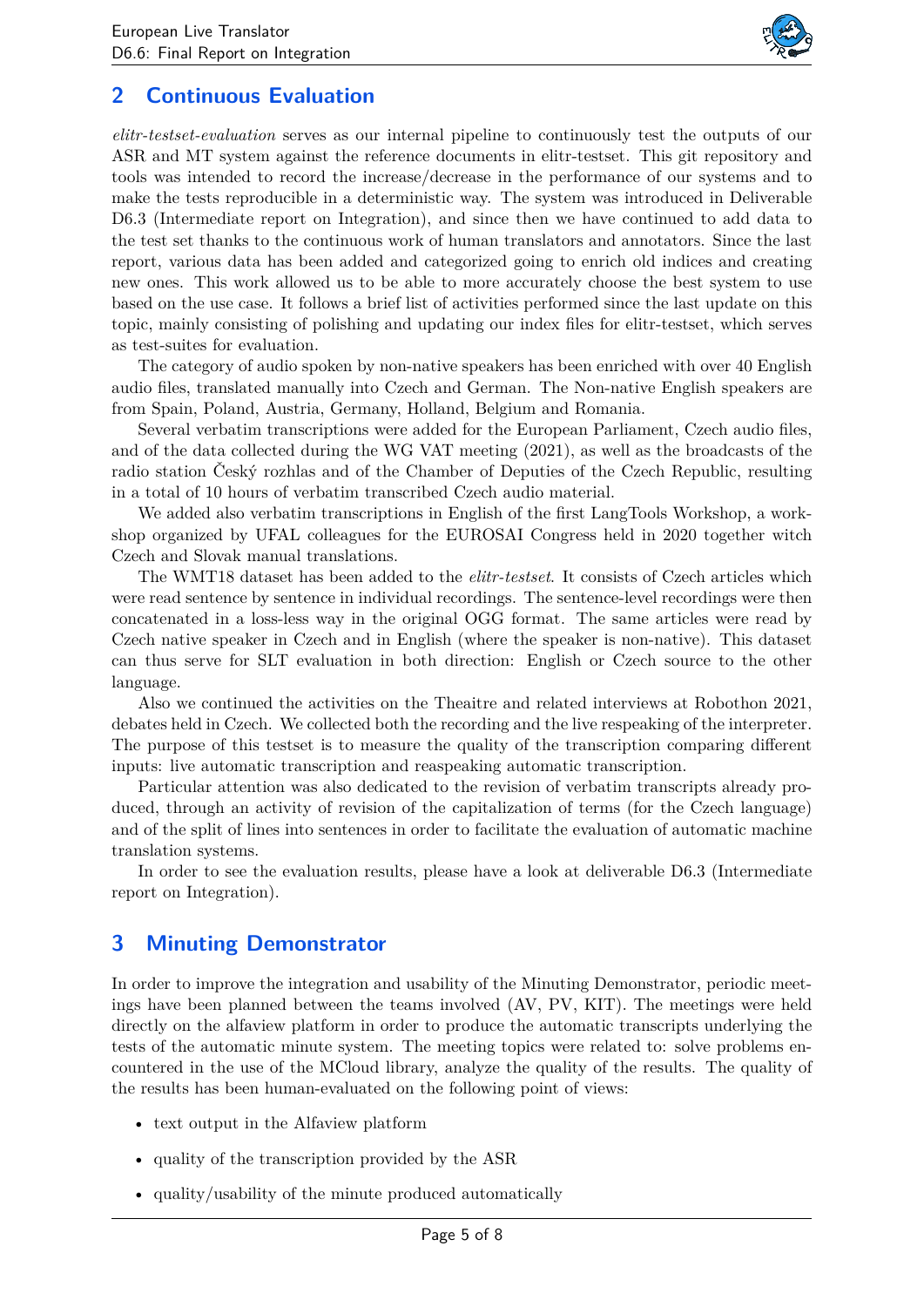## 2 Continuous Evaluation

*elitr-testset-evaluation* serves as our internal pipeline to continuously test the outputs of our ASR and MT system against the reference documents in elitr-testset. This git repository and tools was intended to record the increase/decrease in the performance of our systems and to make the tests reproducible in a deterministic way. The system was introduced in Deliverable D6.3 (Intermediate report on Integration), and since then we have continued to add data to the test set thanks to the continuous work of human translators and annotators. Since the last report, various data has been added and categorized going to enrich old indices and creating new ones. This work allowed us to be able to more accurately choose the best system to use based on the use case. It follows a brief list of activities performed since the last update on this topic, mainly consisting of polishing and updating our index files for elitr-testset, which serves as test-suites for evaluation.

The category of audio spoken by non-native speakers has been enriched with over 40 English audio files, translated manually into Czech and German. The Non-native English speakers are from Spain, Poland, Austria, Germany, Holland, Belgium and Romania.

Several verbatim transcriptions were added for the European Parliament, Czech audio files, and of the data collected during the WG VAT meeting (2021), as well as the broadcasts of the radio station Český rozhlas and of the Chamber of Deputies of the Czech Republic, resulting in a total of 10 hours of verbatim transcribed Czech audio material.

We added also verbatim transcriptions in English of the first LangTools Workshop, a workshop organized by UFAL colleagues for the EUROSAI Congress held in 2020 together witch Czech and Slovak manual translations.

The WMT18 dataset has been added to the *elitr-testset*. It consists of Czech articles which were read sentence by sentence in individual recordings. The sentence-level recordings were then concatenated in a loss-less way in the original OGG format. The same articles were read by Czech native speaker in Czech and in English (where the speaker is non-native). This dataset can thus serve for SLT evaluation in both direction: English or Czech source to the other language.

Also we continued the activities on the Theaitre and related interviews at Robothon 2021, debates held in Czech. We collected both the recording and the live respeaking of the interpreter. The purpose of this testset is to measure the quality of the transcription comparing different inputs: live automatic transcription and reaspeaking automatic transcription.

Particular attention was also dedicated to the revision of verbatim transcripts already produced, through an activity of revision of the capitalization of terms (for the Czech language) and of the split of lines into sentences in order to facilitate the evaluation of automatic machine translation systems.

In order to see the evaluation results, please have a look at deliverable D6.3 (Intermediate report on Integration).

## 3 Minuting Demonstrator

In order to improve the integration and usability of the Minuting Demonstrator, periodic meetings have been planned between the teams involved (AV, PV, KIT). The meetings were held directly on the alfaview platform in order to produce the automatic transcripts underlying the tests of the automatic minute system. The meeting topics were related to: solve problems encountered in the use of the MCloud library, analyze the quality of the results. The quality of the results has been human-evaluated on the following point of views:

- text output in the Alfaview platform
- quality of the transcription provided by the ASR
- quality/usability of the minute produced automatically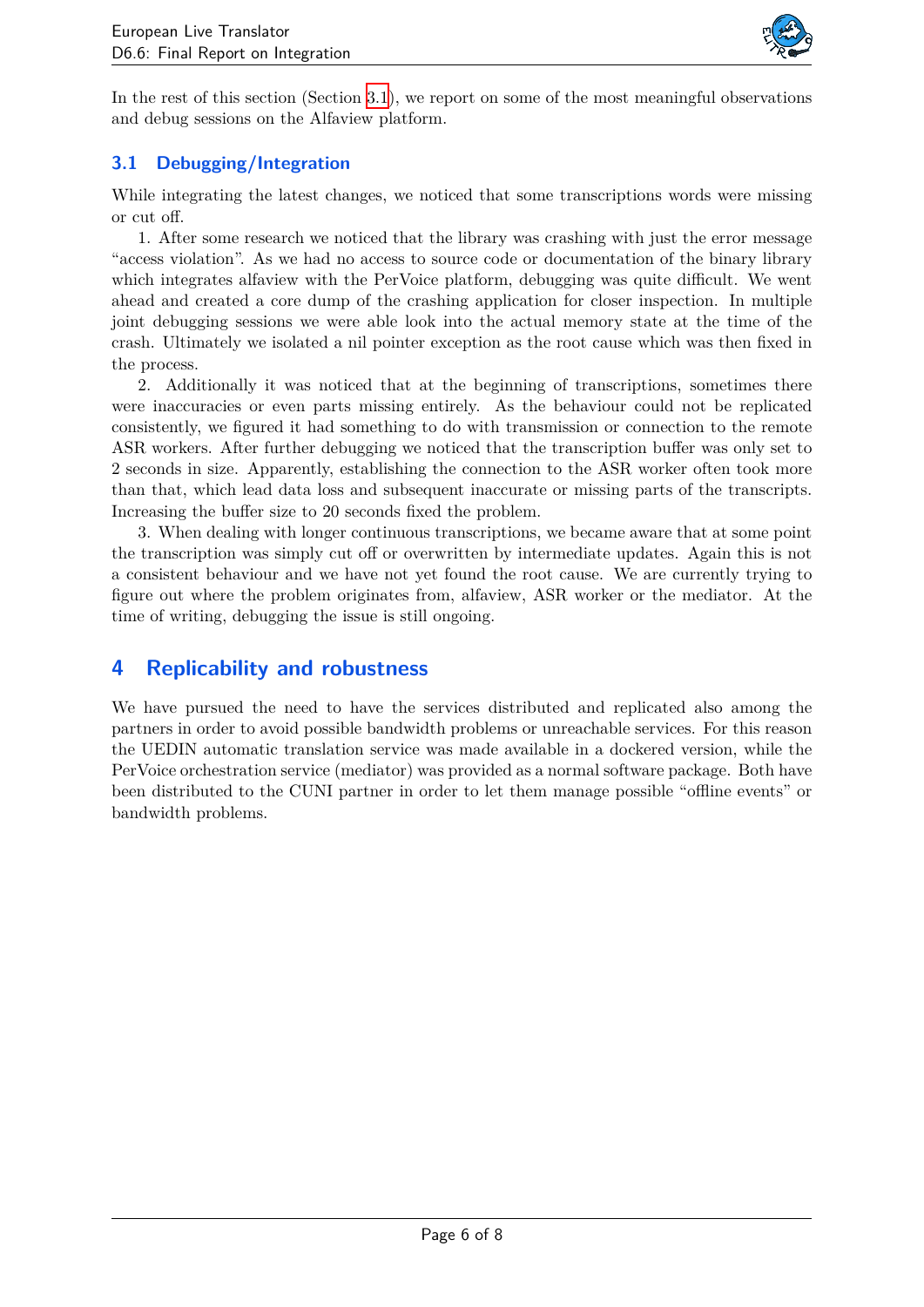In the rest of this section (Section 3.1), we report on some of the most meaningful observations and debug sessions on the Alfaview platform.

## 3.1 Debugging/Integration

While integrating the latest changes, we noticed that some transcriptions words were missing or cut off.

1. After some research we noticed that the library was crashing with just the error message "access violation". As we had no access to source code or documentation of the binary library which integrates alfaview with the PerVoice platform, debugging was quite difficult. We went ahead and created a core dump of the crashing application for closer inspection. In multiple joint debugging sessions we were able look into the actual memory state at the time of the crash. Ultimately we isolated a nil pointer exception as the root cause which was then fixed in the process.

2. Additionally it was noticed that at the beginning of transcriptions, sometimes there were inaccuracies or even parts missing entirely. As the behaviour could not be replicated consistently, we figured it had something to do with transmission or connection to the remote ASR workers. After further debugging we noticed that the transcription buffer was only set to 2 seconds in size. Apparently, establishing the connection to the ASR worker often took more than that, which lead data loss and subsequent inaccurate or missing parts of the transcripts. Increasing the buffer size to 20 seconds fixed the problem.

3. When dealing with longer continuous transcriptions, we became aware that at some point the transcription was simply cut off or overwritten by intermediate updates. Again this is not a consistent behaviour and we have not yet found the root cause. We are currently trying to figure out where the problem originates from, alfaview, ASR worker or the mediator. At the time of writing, debugging the issue is still ongoing.

# 4 Replicability and robustness

We have pursued the need to have the services distributed and replicated also among the partners in order to avoid possible bandwidth problems or unreachable services. For this reason the UEDIN automatic translation service was made available in a dockered version, while the PerVoice orchestration service (mediator) was provided as a normal software package. Both have been distributed to the CUNI partner in order to let them manage possible "offline events" or bandwidth problems.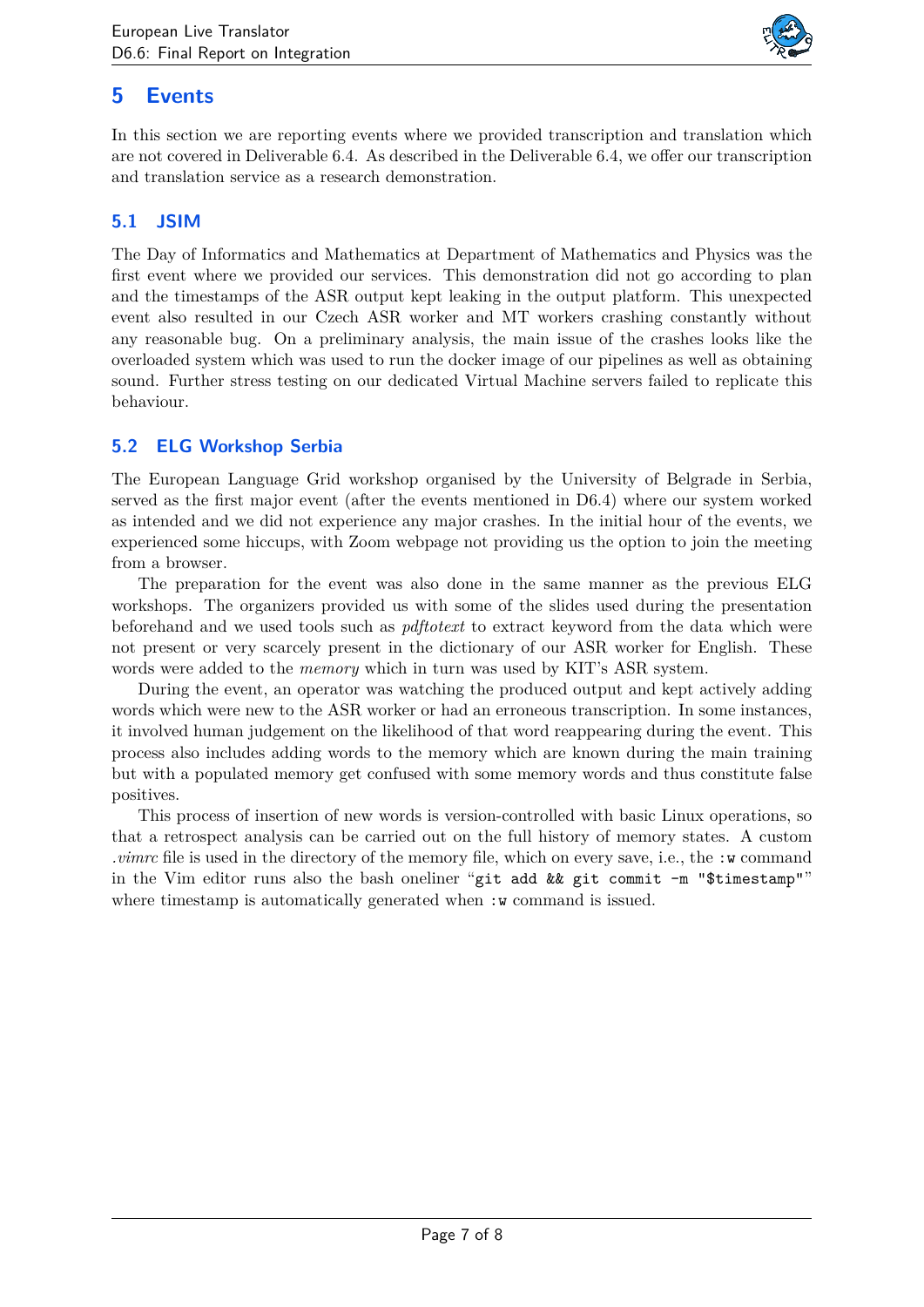# 5 Events

In this section we are reporting events where we provided transcription and translation which are not covered in Deliverable 6.4. As described in the Deliverable 6.4, we offer our transcription and translation service as a research demonstration.

## 5.1 JSIM

The Day of Informatics and Mathematics at Department of Mathematics and Physics was the first event where we provided our services. This demonstration did not go according to plan and the timestamps of the ASR output kept leaking in the output platform. This unexpected event also resulted in our Czech ASR worker and MT workers crashing constantly without any reasonable bug. On a preliminary analysis, the main issue of the crashes looks like the overloaded system which was used to run the docker image of our pipelines as well as obtaining sound. Further stress testing on our dedicated Virtual Machine servers failed to replicate this behaviour.

## 5.2 ELG Workshop Serbia

The European Language Grid workshop organised by the University of Belgrade in Serbia, served as the first major event (after the events mentioned in D6.4) where our system worked as intended and we did not experience any major crashes. In the initial hour of the events, we experienced some hiccups, with Zoom webpage not providing us the option to join the meeting from a browser.

The preparation for the event was also done in the same manner as the previous ELG workshops. The organizers provided us with some of the slides used during the presentation beforehand and we used tools such as *pdftotext* to extract keyword from the data which were not present or very scarcely present in the dictionary of our ASR worker for English. These words were added to the *memory* which in turn was used by KIT's ASR system.

During the event, an operator was watching the produced output and kept actively adding words which were new to the ASR worker or had an erroneous transcription. In some instances, it involved human judgement on the likelihood of that word reappearing during the event. This process also includes adding words to the memory which are known during the main training but with a populated memory get confused with some memory words and thus constitute false positives.

This process of insertion of new words is version-controlled with basic Linux operations, so that a retrospect analysis can be carried out on the full history of memory states. A custom *.vimrc* file is used in the directory of the memory file, which on every save, i.e., the `:w` command in the Vim editor runs also the bash oneliner "`git add && git commit -m "$timestamp"`" where timestamp is automatically generated when `:w` command is issued.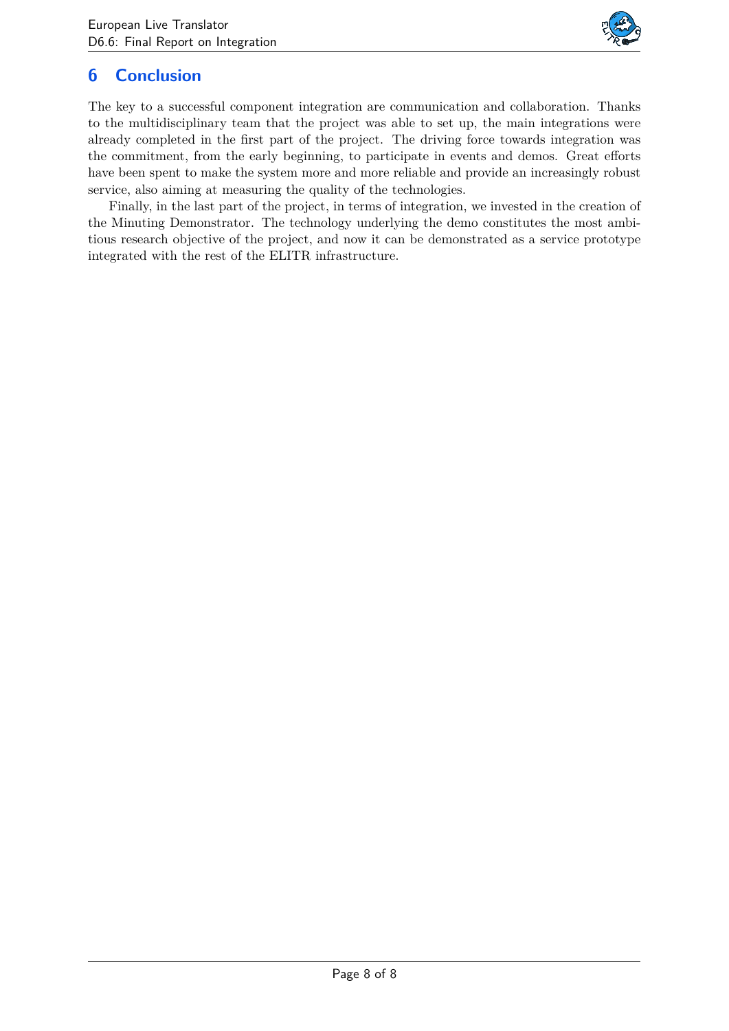# 6 Conclusion

The key to a successful component integration are communication and collaboration. Thanks to the multidisciplinary team that the project was able to set up, the main integrations were already completed in the first part of the project. The driving force towards integration was the commitment, from the early beginning, to participate in events and demos. Great efforts have been spent to make the system more and more reliable and provide an increasingly robust service, also aiming at measuring the quality of the technologies.

Finally, in the last part of the project, in terms of integration, we invested in the creation of the Minuting Demonstrator. The technology underlying the demo constitutes the most ambitious research objective of the project, and now it can be demonstrated as a service prototype integrated with the rest of the ELITR infrastructure.